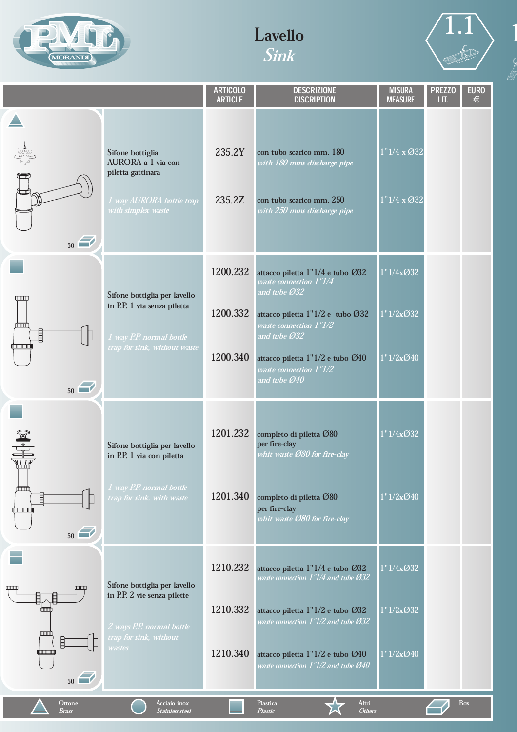# Lavello
## *Sink*

1.1

| | ARTICOLO / ARTICLE | DESCRIZIONE / DISCRIPTION | MISURA / MEASURE | PREZZO LIT. | EURO € |
|---|---|---|---|---|---|
| Sifone bottiglia AURORA a 1 via con piletta gattinara<br>*1 way AURORA bottle trap with simplex waste*<br>50 | 235.2Y | con tubo scarico mm. 180<br>*with 180 mms discharge pipe* | 1"1/4 x Ø32 | | |
| | 235.2Z | con tubo scarico mm. 250<br>*with 250 mms discharge pipe* | 1"1/4 x Ø32 | | |
| Sifone bottiglia per lavello in P.P. 1 via senza piletta<br>*1 way P.P. normal bottle trap for sink, without waste*<br>50 | 1200.232 | attacco piletta 1"1/4 e tubo Ø32<br>*waste connection 1"1/4 and tube Ø32* | 1"1/4xØ32 | | |
| | 1200.332 | attacco piletta 1"1/2 e tubo Ø32<br>*waste connection 1"1/2 and tube Ø32* | 1"1/2xØ32 | | |
| | 1200.340 | attacco piletta 1"1/2 e tubo Ø40<br>*waste connection 1"1/2 and tube Ø40* | 1"1/2xØ40 | | |
| Sifone bottiglia per lavello in P.P. 1 via con piletta<br>*1 way P.P. normal bottle trap for sink, with waste*<br>50 | 1201.232 | completo di piletta Ø80 per fire-clay<br>*whit waste Ø80 for fire-clay* | 1"1/4xØ32 | | |
| | 1201.340 | completo di piletta Ø80 per fire-clay<br>*whit waste Ø80 for fire-clay* | 1"1/2xØ40 | | |
| Sifone bottiglia per lavello in P.P. 2 vie senza pilette<br>*2 ways P.P. normal bottle trap for sink, without wastes*<br>50 | 1210.232 | attacco piletta 1"1/4 e tubo Ø32<br>*waste connection 1"1/4 and tube Ø32* | 1"1/4xØ32 | | |
| | 1210.332 | attacco piletta 1"1/2 e tubo Ø32<br>*waste connection 1"1/2 and tube Ø32* | 1"1/2xØ32 | | |
| | 1210.340 | attacco piletta 1"1/2 e tubo Ø40<br>*waste connection 1"1/2 and tube Ø40* | 1"1/2xØ40 | | |

Ottone *Brass* — Acciaio inox *Stainless steel* — Plastica *Plastic* — Altri *Others* — Box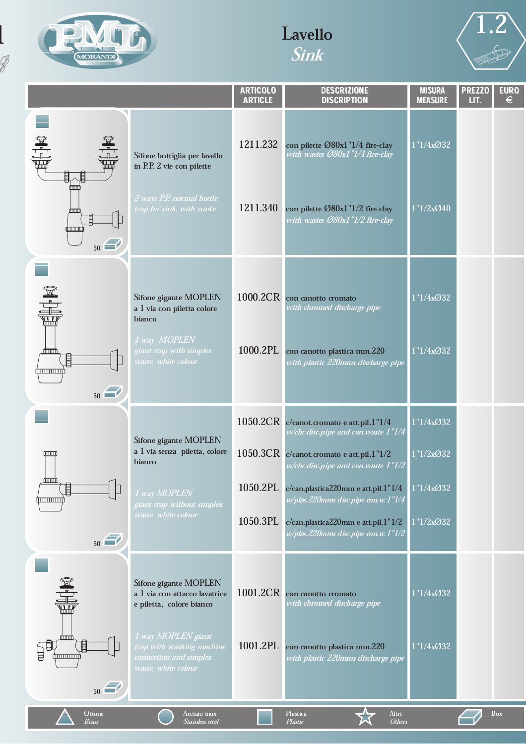# Lavello

## *Sink*

1.2

| | ARTICOLO ARTICLE | DESCRIZIONE DISCRIPTION | MISURA MEASURE | PREZZO LIT. | EURO € |
|---|---|---|---|---|---|
| Sifone bottiglia per lavello in P.P. 2 vie con pilette<br>*2 ways P.P. normal bottle trap for sink, with waste*<br>50 | 1211.232 | con pilette Ø80x1"1/4 fire-clay<br>*with wastes Ø80x1"1/4 fire-clay* | 1"1/4xØ32 | | |
| | 1211.340 | con pilette Ø80x1"1/2 fire-clay<br>*with wastes Ø80x1"1/2 fire-clay* | 1"1/2xØ40 | | |
| Sifone gigante MOPLEN a 1 via con piletta colore bianco<br>*1 way MOPLEN giant trap with simplex waste, white colour*<br>50 | 1000.2CR | con canotto cromato<br>*with chromed discharge pipe* | 1"1/4xØ32 | | |
| | 1000.2PL | con canotto plastica mm.220<br>*with plastic 220mms discharge pipe* | 1"1/4xØ32 | | |
| Sifone gigante MOPLEN a 1 via senza piletta, colore bianco<br>*1 way MOPLEN giant trap without simplex waste, white colour*<br>50 | 1050.2CR | c/canot.cromato e att.pil.1"1/4<br>*w/chr.disc.pipe and con.waste 1"1/4* | 1"1/4xØ32 | | |
| | 1050.3CR | c/canot.cromato e att.pil.1"1/2<br>*w/chr.disc.pipe and con.waste 1"1/2* | 1"1/2xØ32 | | |
| | 1050.2PL | c/can.plastica220mm e att.pil.1"1/4<br>*w/plas.220mms disc.pipe con.w.1"1/4* | 1"1/4xØ32 | | |
| | 1050.3PL | c/can.plastica220mm e att.pil.1"1/2<br>*w/plas.220mms disc.pipe con.w.1"1/2* | 1"1/2xØ32 | | |
| Sifone gigante MOPLEN a 1 via con attacco lavatrice e piletta, colore bianco<br>*1 way MOPLEN giant trap with washing-machine connection and simplex waste, white colour*<br>50 | 1001.2CR | con canotto cromato<br>*with chromed discharge pipe* | 1"1/4xØ32 | | |
| | 1001.2PL | con canotto plastica mm.220<br>*with plastic 220mms discharge pipe* | 1"1/4xØ32 | | |

Ottone *Brass* — Acciaio inox *Stainless steel* — Plastica *Plastic* — Altri *Others* — Box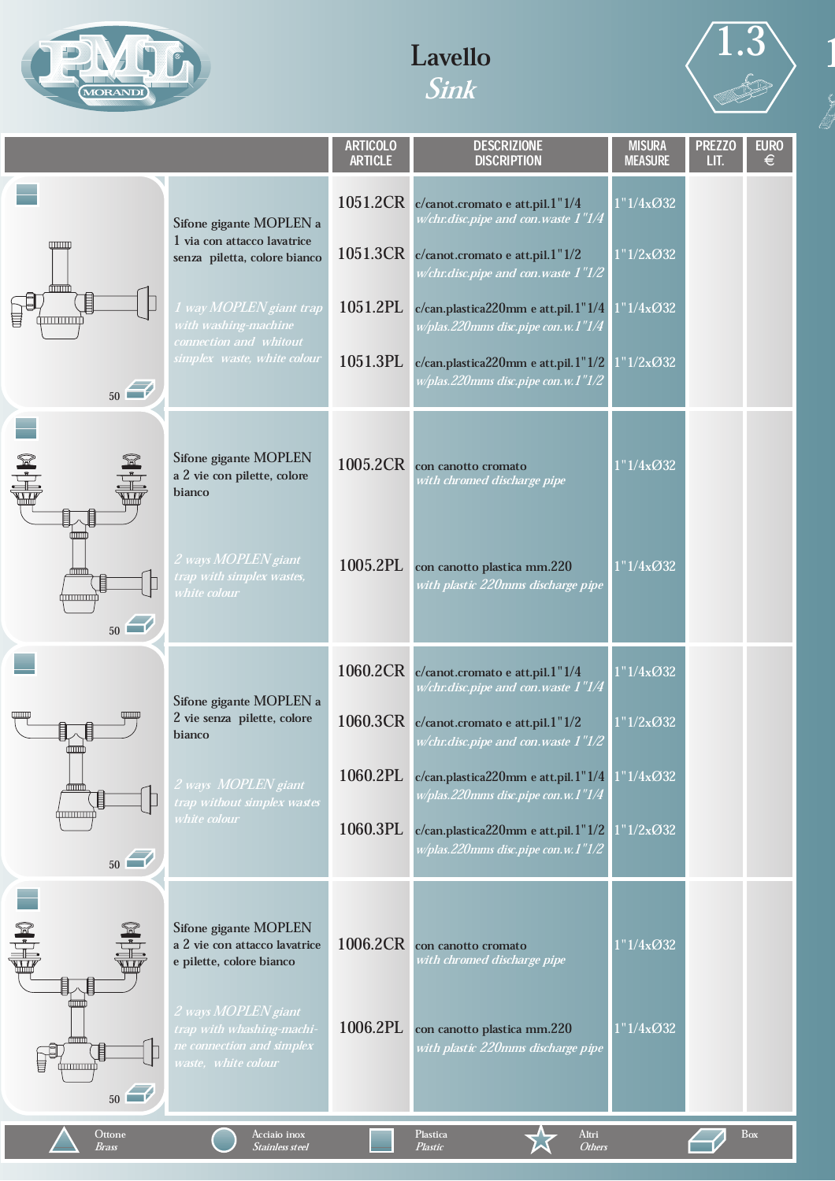# Lavello
## *Sink*

1.3

| | ARTICOLO ARTICLE | DESCRIZIONE DISCRIPTION | MISURA MEASURE | PREZZO LIT. | EURO € |
|---|---|---|---|---|---|
| Sifone gigante MOPLEN a 1 via con attacco lavatrice senza piletta, colore bianco<br>*1 way MOPLEN giant trap with washing-machine connection and whitout simplex waste, white colour*<br>50 | 1051.2CR | c/canot.cromato e att.pil.1"1/4<br>*w/chr.disc.pipe and con.waste 1"1/4* | 1"1/4xØ32 | | |
| | 1051.3CR | c/canot.cromato e att.pil.1"1/2<br>*w/chr.disc.pipe and con.waste 1"1/2* | 1"1/2xØ32 | | |
| | 1051.2PL | c/can.plastica220mm e att.pil.1"1/4<br>*w/plas.220mms disc.pipe con.w.1"1/4* | 1"1/4xØ32 | | |
| | 1051.3PL | c/can.plastica220mm e att.pil.1"1/2<br>*w/plas.220mms disc.pipe con.w.1"1/2* | 1"1/2xØ32 | | |
| Sifone gigante MOPLEN a 2 vie con pilette, colore bianco<br>*2 ways MOPLEN giant trap with simplex wastes, white colour*<br>50 | 1005.2CR | con canotto cromato<br>*with chromed discharge pipe* | 1"1/4xØ32 | | |
| | 1005.2PL | con canotto plastica mm.220<br>*with plastic 220mms discharge pipe* | 1"1/4xØ32 | | |
| Sifone gigante MOPLEN a 2 vie senza pilette, colore bianco<br>*2 ways MOPLEN giant trap without simplex wastes white colour*<br>50 | 1060.2CR | c/canot.cromato e att.pil.1"1/4<br>*w/chr.disc.pipe and con.waste 1"1/4* | 1"1/4xØ32 | | |
| | 1060.3CR | c/canot.cromato e att.pil.1"1/2<br>*w/chr.disc.pipe and con.waste 1"1/2* | 1"1/2xØ32 | | |
| | 1060.2PL | c/can.plastica220mm e att.pil.1"1/4<br>*w/plas.220mms disc.pipe con.w.1"1/4* | 1"1/4xØ32 | | |
| | 1060.3PL | c/can.plastica220mm e att.pil.1"1/2<br>*w/plas.220mms disc.pipe con.w.1"1/2* | 1"1/2xØ32 | | |
| Sifone gigante MOPLEN a 2 vie con attacco lavatrice e pilette, colore bianco<br>*2 ways MOPLEN giant trap with whashing-machine connection and simplex waste, white colour*<br>50 | 1006.2CR | con canotto cromato<br>*with chromed discharge pipe* | 1"1/4xØ32 | | |
| | 1006.2PL | con canotto plastica mm.220<br>*with plastic 220mms discharge pipe* | 1"1/4xØ32 | | |

Ottone *Brass* | Acciaio inox *Stainless steel* | Plastica *Plastic* | Altri *Others* | Box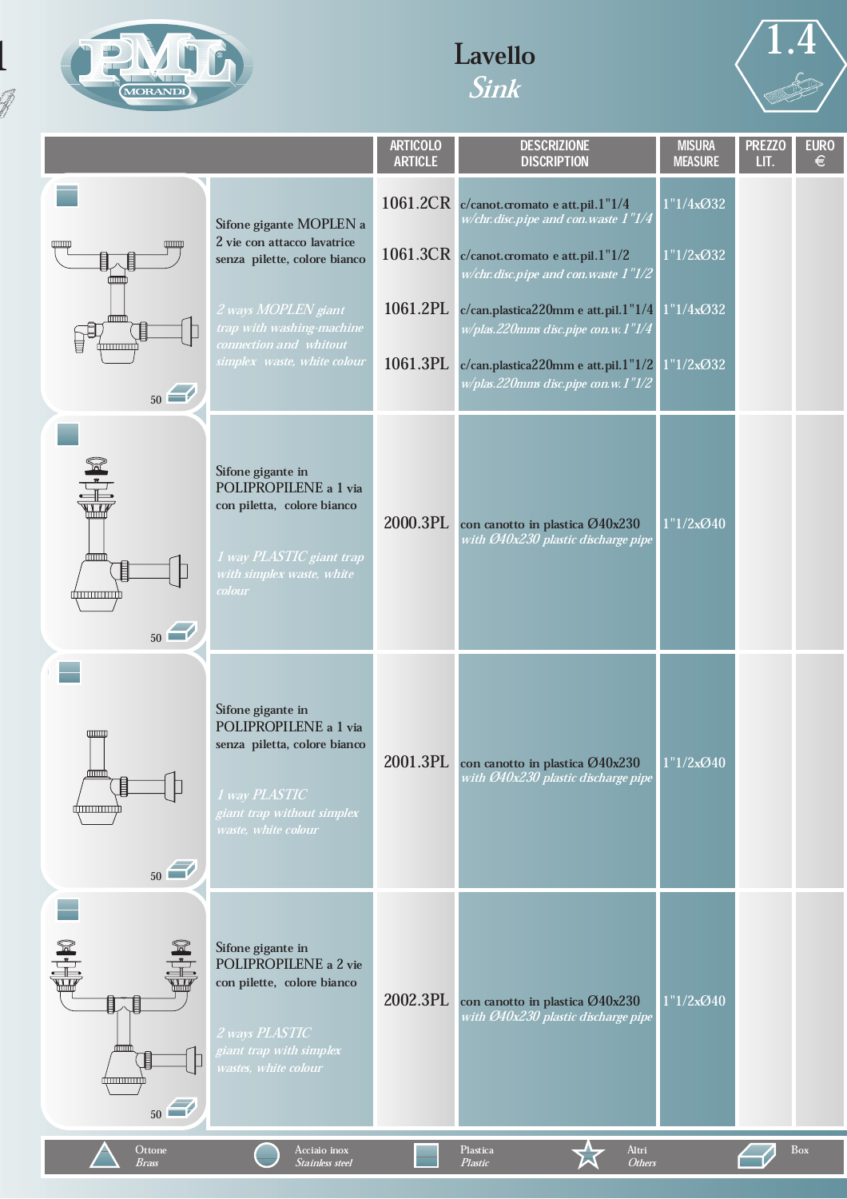# Lavello

*Sink*

1.4

| | ARTICOLO ARTICLE | DESCRIZIONE DISCRIPTION | MISURA MEASURE | PREZZO LIT. | EURO € |
|---|---|---|---|---|---|
| Sifone gigante MOPLEN a 2 vie con attacco lavatrice senza pilette, colore bianco<br>*2 ways MOPLEN giant trap with washing-machine connection and whitout simplex waste, white colour*<br>50 | 1061.2CR | c/canot.cromato e att.pil.1"1/4<br>*w/chr.disc.pipe and con.waste 1"1/4* | 1"1/4xØ32 | | |
| | 1061.3CR | c/canot.cromato e att.pil.1"1/2<br>*w/chr.disc.pipe and con.waste 1"1/2* | 1"1/2xØ32 | | |
| | 1061.2PL | c/can.plastica220mm e att.pil.1"1/4<br>*w/plas.220mms disc.pipe con.w.1"1/4* | 1"1/4xØ32 | | |
| | 1061.3PL | c/can.plastica220mm e att.pil.1"1/2<br>*w/plas.220mms disc.pipe con.w.1"1/2* | 1"1/2xØ32 | | |
| Sifone gigante in POLIPROPILENE a 1 via con piletta, colore bianco<br>*1 way PLASTIC giant trap with simplex waste, white colour*<br>50 | 2000.3PL | con canotto in plastica Ø40x230<br>*with Ø40x230 plastic discharge pipe* | 1"1/2xØ40 | | |
| Sifone gigante in POLIPROPILENE a 1 via senza piletta, colore bianco<br>*1 way PLASTIC giant trap without simplex waste, white colour*<br>50 | 2001.3PL | con canotto in plastica Ø40x230<br>*with Ø40x230 plastic discharge pipe* | 1"1/2xØ40 | | |
| Sifone gigante in POLIPROPILENE a 2 vie con pilette, colore bianco<br>*2 ways PLASTIC giant trap with simplex wastes, white colour*<br>50 | 2002.3PL | con canotto in plastica Ø40x230<br>*with Ø40x230 plastic discharge pipe* | 1"1/2xØ40 | | |

Ottone *Brass* | Acciaio inox *Stainless steel* | Plastica *Plastic* | Altri *Others* | Box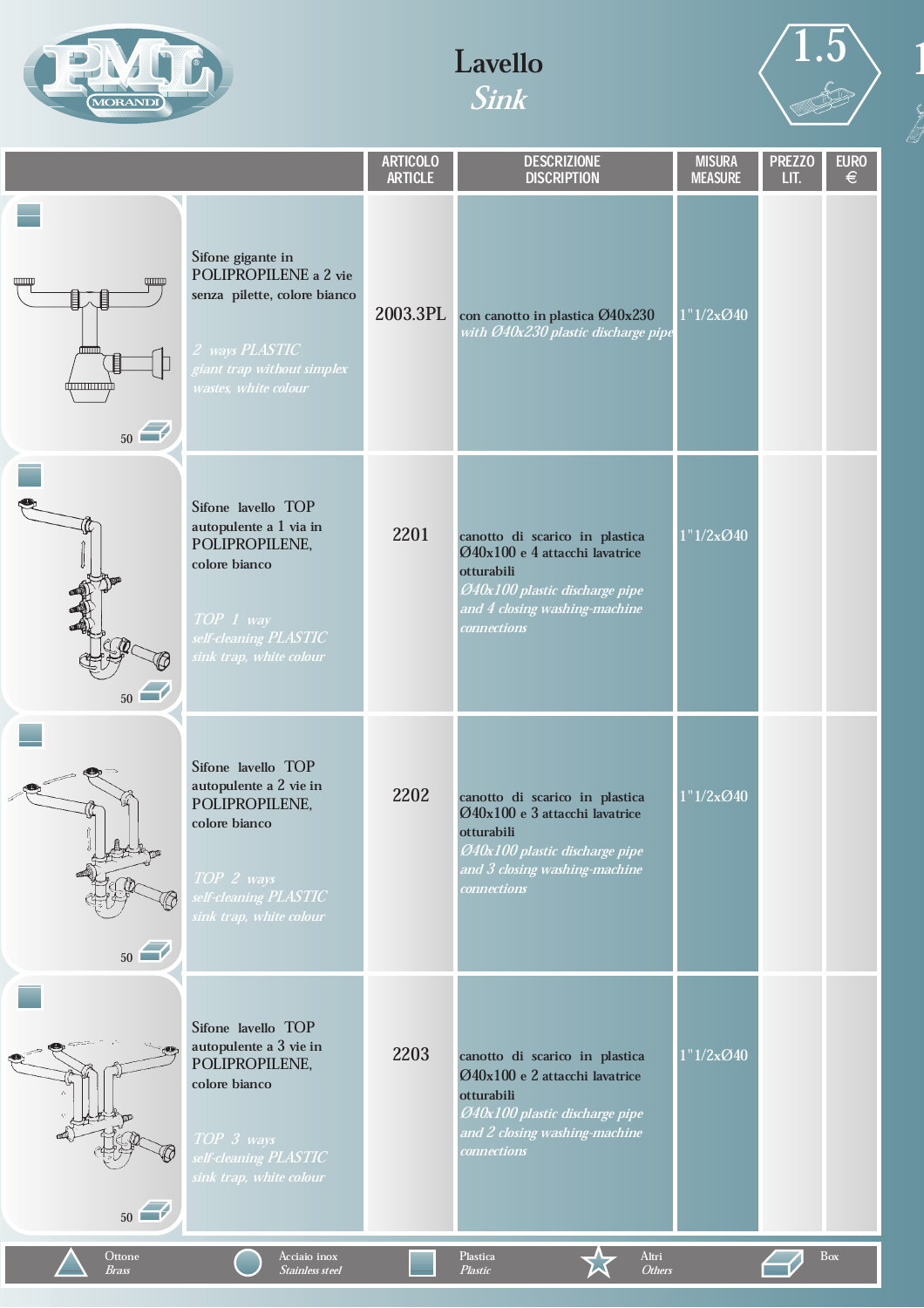# Lavello
## *Sink*

1.5

| | ARTICOLO ARTICLE | DESCRIZIONE DISCRIPTION | MISURA MEASURE | PREZZO LIT. | EURO € |
|---|---|---|---|---|---|
| Sifone gigante in POLIPROPILENE a 2 vie senza pilette, colore bianco *2 ways PLASTIC giant trap without simplex wastes, white colour* | 2003.3PL | con canotto in plastica Ø40x230 *with Ø40x230 plastic discharge pipe* | 1"1/2xØ40 | | |
| Sifone lavello TOP autopulente a 1 via in POLIPROPILENE, colore bianco *TOP 1 way self-cleaning PLASTIC sink trap, white colour* | 2201 | canotto di scarico in plastica Ø40x100 e 4 attacchi lavatrice otturabili *Ø40x100 plastic discharge pipe and 4 closing washing-machine connections* | 1"1/2xØ40 | | |
| Sifone lavello TOP autopulente a 2 vie in POLIPROPILENE, colore bianco *TOP 2 ways self-cleaning PLASTIC sink trap, white colour* | 2202 | canotto di scarico in plastica Ø40x100 e 3 attacchi lavatrice otturabili *Ø40x100 plastic discharge pipe and 3 closing washing-machine connections* | 1"1/2xØ40 | | |
| Sifone lavello TOP autopulente a 3 vie in POLIPROPILENE, colore bianco *TOP 3 ways self-cleaning PLASTIC sink trap, white colour* | 2203 | canotto di scarico in plastica Ø40x100 e 2 attacchi lavatrice otturabili *Ø40x100 plastic discharge pipe and 2 closing washing-machine connections* | 1"1/2xØ40 | | |

Box: 50 (each item)

Ottone *Brass* — Acciaio inox *Stainless steel* — Plastica *Plastic* — Altri *Others* — Box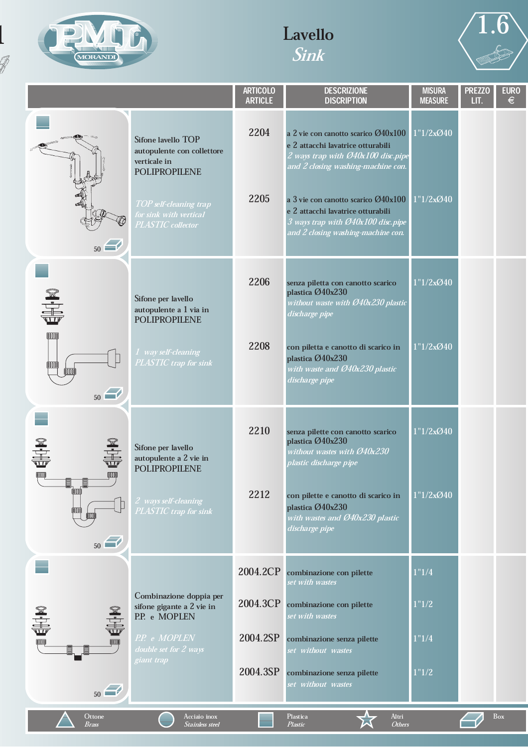# Lavello
## *Sink*

1.6

| | ARTICOLO ARTICLE | DESCRIZIONE DISCRIPTION | MISURA MEASURE | PREZZO LIT. | EURO € |
|---|---|---|---|---|---|
| Sifone lavello TOP autopulente con collettore verticale in POLIPROPILENE<br>*TOP self-cleaning trap for sink with vertical PLASTIC collector*<br>50 | 2204 | a 2 vie con canotto scarico Ø40x100 e 2 attacchi lavatrice otturabili<br>*2 ways trap with Ø40x100 disc.pipe and 2 closing washing-machine con.* | 1"1/2xØ40 | | |
| | 2205 | a 3 vie con canotto scarico Ø40x100 e 2 attacchi lavatrice otturabili<br>*3 ways trap with Ø40x100 disc.pipe and 2 closing washing-machine con.* | 1"1/2xØ40 | | |
| Sifone per lavello autopulente a 1 via in POLIPROPILENE<br>*1 way self-cleaning PLASTIC trap for sink*<br>50 | 2206 | senza piletta con canotto scarico plastica Ø40x230<br>*without waste with Ø40x230 plastic discharge pipe* | 1"1/2xØ40 | | |
| | 2208 | con piletta e canotto di scarico in plastica Ø40x230<br>*with waste and Ø40x230 plastic discharge pipe* | 1"1/2xØ40 | | |
| Sifone per lavello autopulente a 2 vie in POLIPROPILENE<br>*2 ways self-cleaning PLASTIC trap for sink*<br>50 | 2210 | senza pilette con canotto scarico plastica Ø40x230<br>*without wastes with Ø40x230 plastic discharge pipe* | 1"1/2xØ40 | | |
| | 2212 | con pilette e canotto di scarico in plastica Ø40x230<br>*with wastes and Ø40x230 plastic discharge pipe* | 1"1/2xØ40 | | |
| Combinazione doppia per sifone gigante a 2 vie in P.P. e MOPLEN<br>*P.P. e MOPLEN double set for 2 ways giant trap*<br>50 | 2004.2CP | combinazione con pilette<br>*set with wastes* | 1"1/4 | | |
| | 2004.3CP | combinazione con pilette<br>*set with wastes* | 1"1/2 | | |
| | 2004.2SP | combinazione senza pilette<br>*set without wastes* | 1"1/4 | | |
| | 2004.3SP | combinazione senza pilette<br>*set without wastes* | 1"1/2 | | |

Ottone *Brass* | Acciaio inox *Stainless steel* | Plastica *Plastic* | Altri *Others* | Box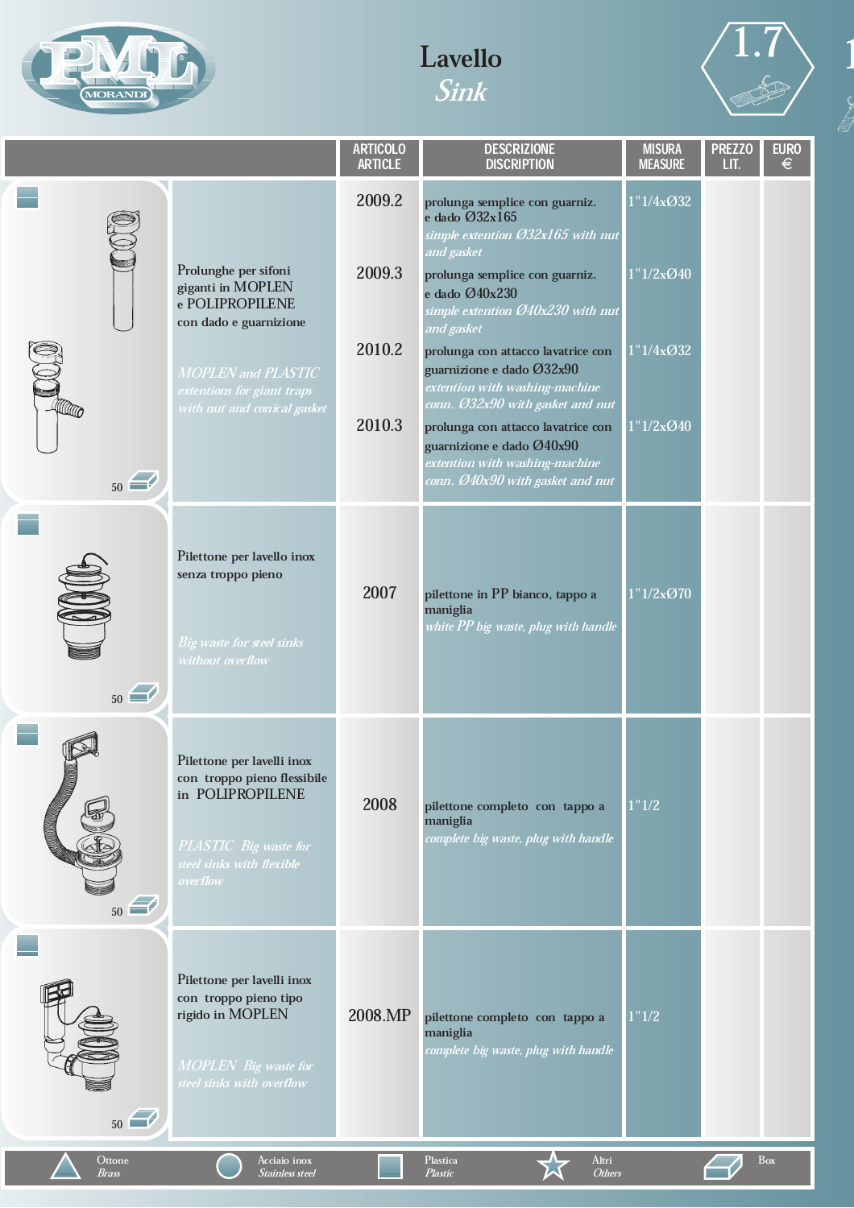# Lavello
## *Sink*

1.7

| | ARTICOLO ARTICLE | DESCRIZIONE DISCRIPTION | MISURA MEASURE | PREZZO LIT. | EURO € |
|---|---|---|---|---|---|
| Prolunghe per sifoni giganti in MOPLEN e POLIPROPILENE con dado e guarnizione<br>*MOPLEN and PLASTIC extentions for giant traps with nut and conical gasket*<br>50 | 2009.2 | prolunga semplice con guarniz. e dado Ø32x165<br>*simple extention Ø32x165 with nut and gasket* | 1"1/4xØ32 | | |
| | 2009.3 | prolunga semplice con guarniz. e dado Ø40x230<br>*simple extention Ø40x230 with nut and gasket* | 1"1/2xØ40 | | |
| | 2010.2 | prolunga con attacco lavatrice con guarnizione e dado Ø32x90<br>*extention with washing-machine conn. Ø32x90 with gasket and nut* | 1"1/4xØ32 | | |
| | 2010.3 | prolunga con attacco lavatrice con guarnizione e dado Ø40x90<br>*extention with washing-machine conn. Ø40x90 with gasket and nut* | 1"1/2xØ40 | | |
| Pilettone per lavello inox senza troppo pieno<br>*Big waste for steel sinks without overflow*<br>50 | 2007 | pilettone in PP bianco, tappo a maniglia<br>*white PP big waste, plug with handle* | 1"1/2xØ70 | | |
| Pilettone per lavelli inox con troppo pieno flessibile in POLIPROPILENE<br>*PLASTIC Big waste for steel sinks with flexible overflow*<br>50 | 2008 | pilettone completo con tappo a maniglia<br>*complete big waste, plug with handle* | 1"1/2 | | |
| Pilettone per lavelli inox con troppo pieno tipo rigido in MOPLEN<br>*MOPLEN Big waste for steel sinks with overflow*<br>50 | 2008.MP | pilettone completo con tappo a maniglia<br>*complete big waste, plug with handle* | 1"1/2 | | |

Ottone *Brass* — Acciaio inox *Stainless steel* — Plastica *Plastic* — Altri *Others* — Box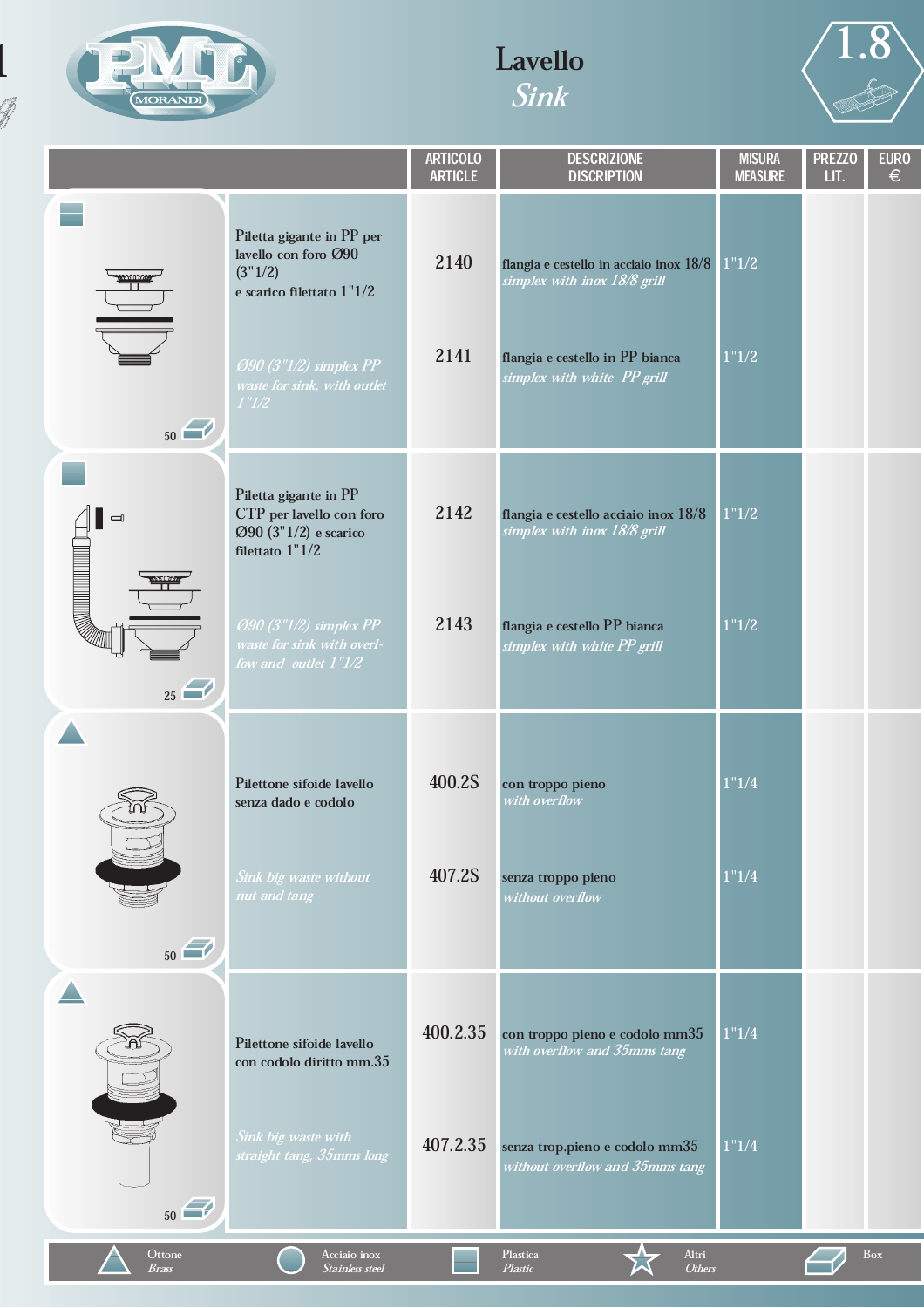# Lavello
*Sink*

1.8

| | ARTICOLO ARTICLE | DESCRIZIONE DISCRIPTION | MISURA MEASURE | PREZZO LIT. | EURO € |
|---|---|---|---|---|---|
| Piletta gigante in PP per lavello con foro Ø90 (3"1/2) e scarico filettato 1"1/2 — *Ø90 (3"1/2) simplex PP waste for sink, with outlet 1"1/2* (50) | 2140 | flangia e castello in acciaio inox 18/8 *simplex with inox 18/8 grill* | 1"1/2 | | |
| | 2141 | flangia e castello in PP bianca *simplex with white PP grill* | 1"1/2 | | |
| Piletta gigante in PP CTP per lavello con foro Ø90 (3"1/2) e scarico filettato 1"1/2 — *Ø90 (3"1/2) simplex PP waste for sink with overl-fow and outlet 1"1/2* (25) | 2142 | flangia e castello acciaio inox 18/8 *simplex with inox 18/8 grill* | 1"1/2 | | |
| | 2143 | flangia e castello PP bianca *simplex with white PP grill* | 1"1/2 | | |
| Pilettone sifoide lavello senza dado e codolo — *Sink big waste without nut and tang* (50) | 400.2S | con troppo pieno *with overflow* | 1"1/4 | | |
| | 407.2S | senza troppo pieno *without overflow* | 1"1/4 | | |
| Pilettone sifoide lavello con codolo diritto mm.35 — *Sink big waste with straight tang, 35mms long* (50) | 400.2.35 | con troppo pieno e codolo mm35 *with overflow and 35mms tang* | 1"1/4 | | |
| | 407.2.35 | senza trop.pieno e codolo mm35 *without overflow and 35mms tang* | 1"1/4 | | |

Ottone *Brass* — Acciaio inox *Stainless steel* — Plastica *Plastic* — Altri *Others* — Box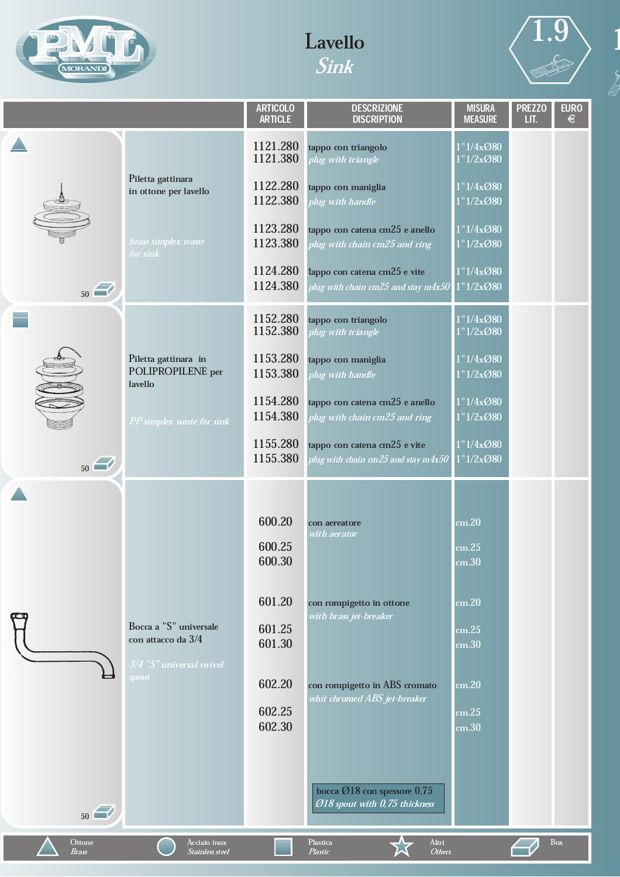# Lavello
## *Sink*

1.9

| | ARTICOLO ARTICLE | DESCRIZIONE DISCRIPTION | MISURA MEASURE | PREZZO LIT. | EURO € |
|---|---|---|---|---|---|
| Piletta gattinara in ottone per lavello *brass simplex waste for sink* (50) | 1121.280 | tappo con triangolo *plug with triangle* | 1"1/4xØ80 | | |
| | 1121.380 | | 1"1/2xØ80 | | |
| | 1122.280 | tappo con maniglia *plug with handle* | 1"1/4xØ80 | | |
| | 1122.380 | | 1"1/2xØ80 | | |
| | 1123.280 | tappo con catena cm25 e anello *plug with chain cm25 and ring* | 1"1/4xØ80 | | |
| | 1123.380 | | 1"1/2xØ80 | | |
| | 1124.280 | tappo con catena cm25 e vite *plug with chain cm25 and stay m4x50* | 1"1/4xØ80 | | |
| | 1124.380 | | 1"1/2xØ80 | | |
| Piletta gattinara in POLIPROPILENE per lavello *PP simplex waste for sink* (50) | 1152.280 | tappo con triangolo *plug with triangle* | 1"1/4xØ80 | | |
| | 1152.380 | | 1"1/2xØ80 | | |
| | 1153.280 | tappo con maniglia *plug with handle* | 1"1/4xØ80 | | |
| | 1153.380 | | 1"1/2xØ80 | | |
| | 1154.280 | tappo con catena cm25 e anello *plug with chain cm25 and ring* | 1"1/4xØ80 | | |
| | 1154.380 | | 1"1/2xØ80 | | |
| | 1155.280 | tappo con catena cm25 e vite *plug with chain cm25 and stay m4x50* | 1"1/4xØ80 | | |
| | 1155.380 | | 1"1/2xØ80 | | |
| Bocca a "S" universale con attacco da 3/4 *3/4 "S" universal swivel spout* (50) | 600.20 | con aereatore *with aerator* | cm.20 | | |
| | 600.25 | | cm.25 | | |
| | 600.30 | | cm.30 | | |
| | 601.20 | con rompigetto in ottone *with brass jet-breaker* | cm.20 | | |
| | 601.25 | | cm.25 | | |
| | 601.30 | | cm.30 | | |
| | 602.20 | con rompigetto in ABS cromato *whit chromed ABS jet-breaker* | cm.20 | | |
| | 602.25 | | cm.25 | | |
| | 602.30 | | cm.30 | | |
| | | bocca Ø18 con spessore 0,75 *Ø18 spout with 0,75 thickness* | | | |

Ottone *Brass* — Acciaio inox *Stainless steel* — Plastica *Plastic* — Altri *Others* — Box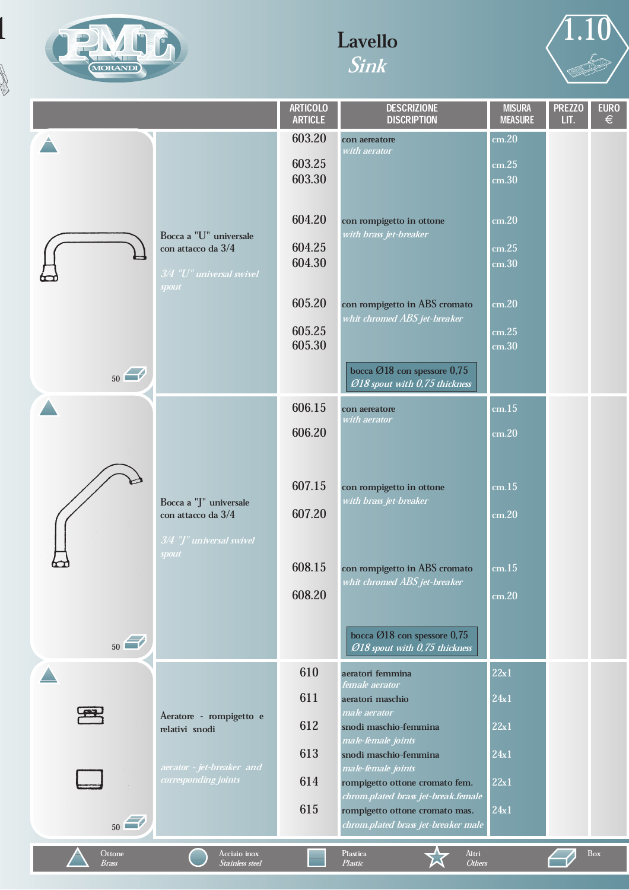# Lavello
*Sink*

1.10

| | ARTICOLO ARTICLE | DESCRIZIONE DISCRIPTION | MISURA MEASURE | PREZZO LIT. | EURO € |
|---|---|---|---|---|---|
| Bocca a "U" universale con attacco da 3/4 — *3/4 "U" universal swivel spout* (50) | 603.20 | con aereatore *with aerator* | cm.20 | | |
| | 603.25 | | cm.25 | | |
| | 603.30 | | cm.30 | | |
| | 604.20 | con rompigetto in ottone *with brass jet-breaker* | cm.20 | | |
| | 604.25 | | cm.25 | | |
| | 604.30 | | cm.30 | | |
| | 605.20 | con rompigetto in ABS cromato *whit chromed ABS jet-breaker* | cm.20 | | |
| | 605.25 | | cm.25 | | |
| | 605.30 | | cm.30 | | |
| | | bocca Ø18 con spessore 0,75 *Ø18 spout with 0,75 thickness* | | | |
| Bocca a "J" universale con attacco da 3/4 — *3/4 "J" universal swivel spout* (50) | 606.15 | con aereatore *with aerator* | cm.15 | | |
| | 606.20 | | cm.20 | | |
| | 607.15 | con rompigetto in ottone *with brass jet-breaker* | cm.15 | | |
| | 607.20 | | cm.20 | | |
| | 608.15 | con rompigetto in ABS cromato *whit chromed ABS jet-breaker* | cm.15 | | |
| | 608.20 | | cm.20 | | |
| | | bocca Ø18 con spessore 0,75 *Ø18 spout with 0,75 thickness* | | | |
| Aeratore - rompigetto e relativi snodi — *aerator - jet-breaker and corresponding joints* (50) | 610 | aeratori femmina *female aerator* | 22x1 | | |
| | 611 | aeratori maschio *male aerator* | 24x1 | | |
| | 612 | snodi maschio-femmina *male-female joints* | 22x1 | | |
| | 613 | snodi maschio-femmina *male-female joints* | 24x1 | | |
| | 614 | rompigetto ottone cromato fem. *chrom.plated brass jet-break.female* | 22x1 | | |
| | 615 | rompigetto ottone cromato mas. *chrom.plated brass jet-breaker male* | 24x1 | | |

Ottone *Brass* — Acciaio inox *Stainless steel* — Plastica *Plastic* — Altri *Others* — Box